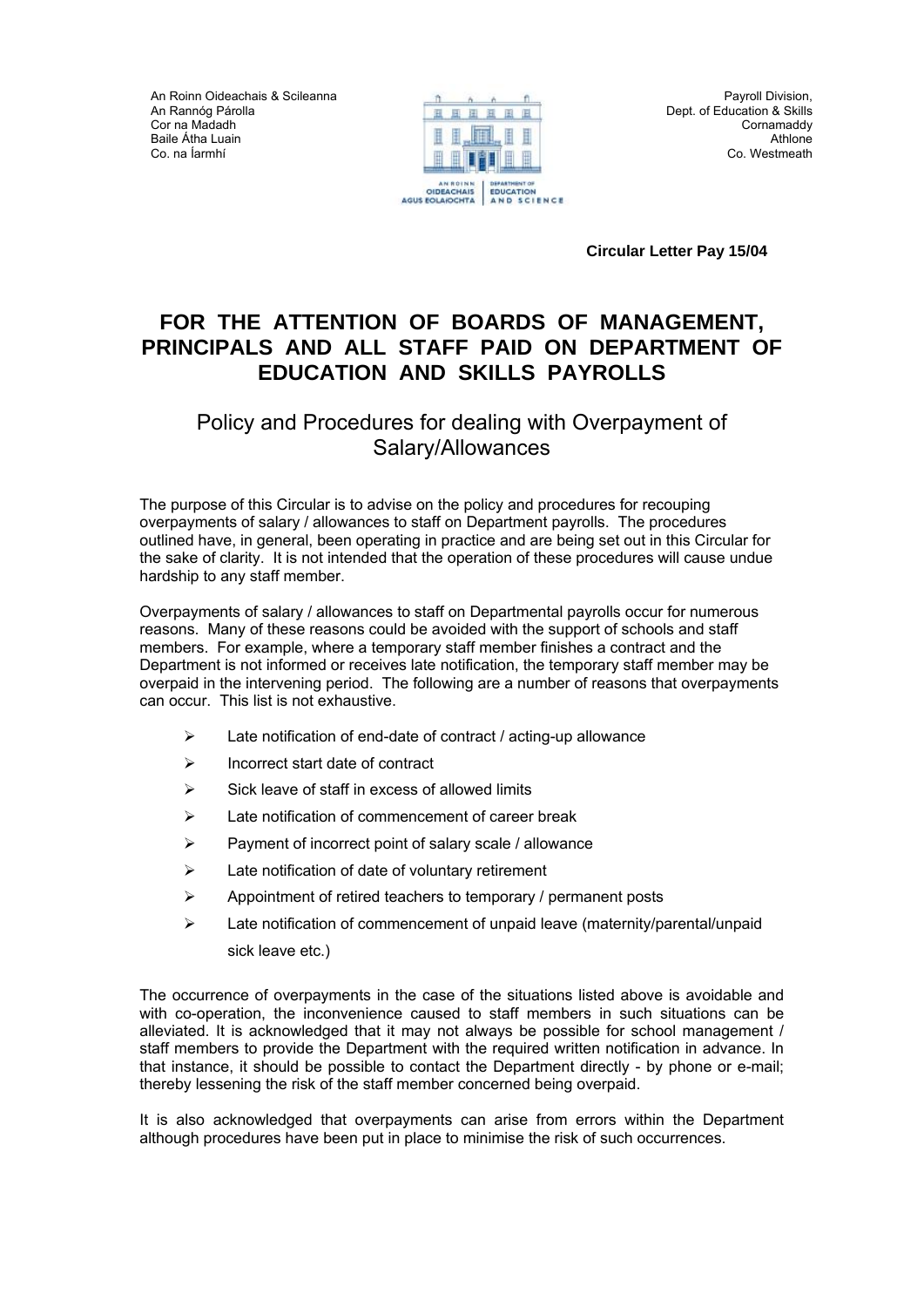An Roinn Oideachais & Scileanna
An Rannóg Párolla
Cor na Madadh
Baile Átha Luain
Co. na Íarmhí

Payroll Division,
Dept. of Education & Skills
Cornamaddy
Athlone
Co. Westmeath

**Circular Letter Pay 15/04**

# FOR THE ATTENTION OF BOARDS OF MANAGEMENT, PRINCIPALS AND ALL STAFF PAID ON DEPARTMENT OF EDUCATION AND SKILLS PAYROLLS

## Policy and Procedures for dealing with Overpayment of Salary/Allowances

The purpose of this Circular is to advise on the policy and procedures for recouping overpayments of salary / allowances to staff on Department payrolls. The procedures outlined have, in general, been operating in practice and are being set out in this Circular for the sake of clarity. It is not intended that the operation of these procedures will cause undue hardship to any staff member.

Overpayments of salary / allowances to staff on Departmental payrolls occur for numerous reasons. Many of these reasons could be avoided with the support of schools and staff members. For example, where a temporary staff member finishes a contract and the Department is not informed or receives late notification, the temporary staff member may be overpaid in the intervening period. The following are a number of reasons that overpayments can occur. This list is not exhaustive.

- Late notification of end-date of contract / acting-up allowance
- Incorrect start date of contract
- Sick leave of staff in excess of allowed limits
- Late notification of commencement of career break
- Payment of incorrect point of salary scale / allowance
- Late notification of date of voluntary retirement
- Appointment of retired teachers to temporary / permanent posts
- Late notification of commencement of unpaid leave (maternity/parental/unpaid sick leave etc.)

The occurrence of overpayments in the case of the situations listed above is avoidable and with co-operation, the inconvenience caused to staff members in such situations can be alleviated. It is acknowledged that it may not always be possible for school management / staff members to provide the Department with the required written notification in advance. In that instance, it should be possible to contact the Department directly - by phone or e-mail; thereby lessening the risk of the staff member concerned being overpaid.

It is also acknowledged that overpayments can arise from errors within the Department although procedures have been put in place to minimise the risk of such occurrences.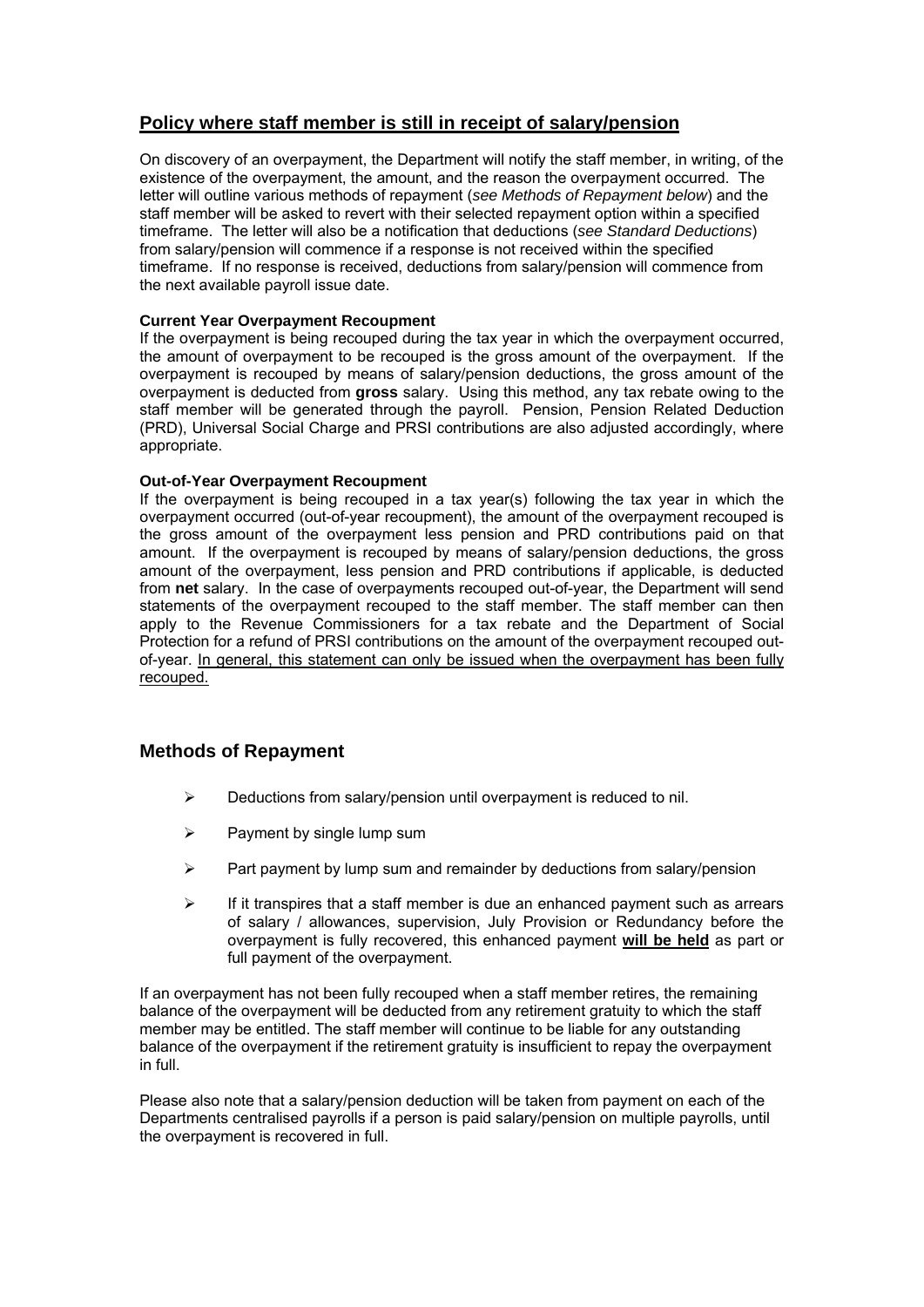## Policy where staff member is still in receipt of salary/pension

On discovery of an overpayment, the Department will notify the staff member, in writing, of the existence of the overpayment, the amount, and the reason the overpayment occurred. The letter will outline various methods of repayment (*see Methods of Repayment below*) and the staff member will be asked to revert with their selected repayment option within a specified timeframe. The letter will also be a notification that deductions (*see Standard Deductions*) from salary/pension will commence if a response is not received within the specified timeframe. If no response is received, deductions from salary/pension will commence from the next available payroll issue date.

**Current Year Overpayment Recoupment**

If the overpayment is being recouped during the tax year in which the overpayment occurred, the amount of overpayment to be recouped is the gross amount of the overpayment. If the overpayment is recouped by means of salary/pension deductions, the gross amount of the overpayment is deducted from **gross** salary. Using this method, any tax rebate owing to the staff member will be generated through the payroll. Pension, Pension Related Deduction (PRD), Universal Social Charge and PRSI contributions are also adjusted accordingly, where appropriate.

**Out-of-Year Overpayment Recoupment**

If the overpayment is being recouped in a tax year(s) following the tax year in which the overpayment occurred (out-of-year recoupment), the amount of the overpayment recouped is the gross amount of the overpayment less pension and PRD contributions paid on that amount. If the overpayment is recouped by means of salary/pension deductions, the gross amount of the overpayment, less pension and PRD contributions if applicable, is deducted from **net** salary. In the case of overpayments recouped out-of-year, the Department will send statements of the overpayment recouped to the staff member. The staff member can then apply to the Revenue Commissioners for a tax rebate and the Department of Social Protection for a refund of PRSI contributions on the amount of the overpayment recouped out-of-year. <u>In general, this statement can only be issued when the overpayment has been fully recouped.</u>

## Methods of Repayment

- Deductions from salary/pension until overpayment is reduced to nil.
- Payment by single lump sum
- Part payment by lump sum and remainder by deductions from salary/pension
- If it transpires that a staff member is due an enhanced payment such as arrears of salary / allowances, supervision, July Provision or Redundancy before the overpayment is fully recovered, this enhanced payment **<u>will be held</u>** as part or full payment of the overpayment.

If an overpayment has not been fully recouped when a staff member retires, the remaining balance of the overpayment will be deducted from any retirement gratuity to which the staff member may be entitled. The staff member will continue to be liable for any outstanding balance of the overpayment if the retirement gratuity is insufficient to repay the overpayment in full.

Please also note that a salary/pension deduction will be taken from payment on each of the Departments centralised payrolls if a person is paid salary/pension on multiple payrolls, until the overpayment is recovered in full.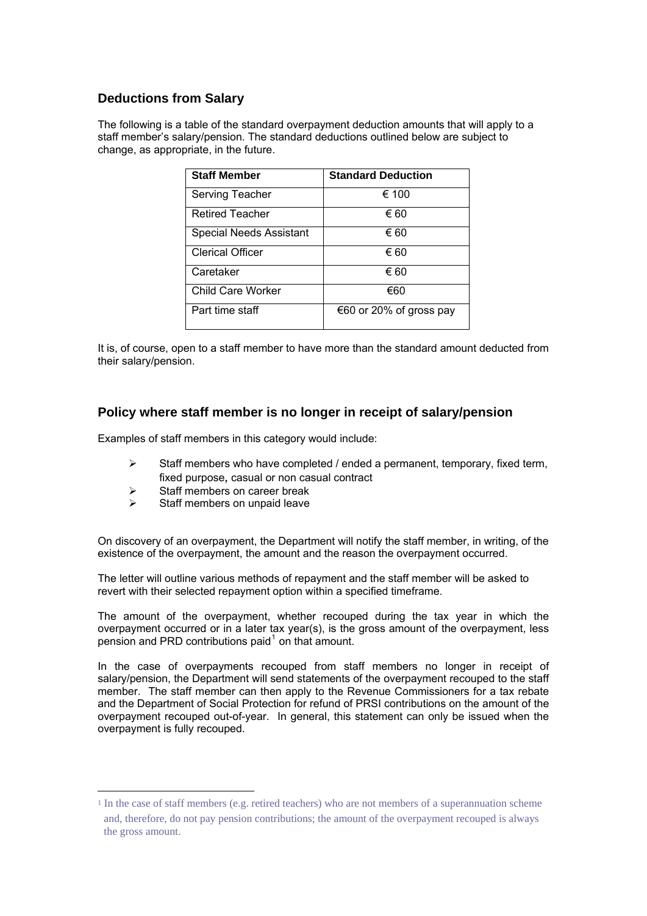## Deductions from Salary

The following is a table of the standard overpayment deduction amounts that will apply to a staff member's salary/pension. The standard deductions outlined below are subject to change, as appropriate, in the future.

| Staff Member | Standard Deduction |
|---|---|
| Serving Teacher | € 100 |
| Retired Teacher | € 60 |
| Special Needs Assistant | € 60 |
| Clerical Officer | € 60 |
| Caretaker | € 60 |
| Child Care Worker | €60 |
| Part time staff | €60 or 20% of gross pay |

It is, of course, open to a staff member to have more than the standard amount deducted from their salary/pension.

## Policy where staff member is no longer in receipt of salary/pension

Examples of staff members in this category would include:

- Staff members who have completed / ended a permanent, temporary, fixed term, fixed purpose, casual or non casual contract
- Staff members on career break
- Staff members on unpaid leave

On discovery of an overpayment, the Department will notify the staff member, in writing, of the existence of the overpayment, the amount and the reason the overpayment occurred.

The letter will outline various methods of repayment and the staff member will be asked to revert with their selected repayment option within a specified timeframe.

The amount of the overpayment, whether recouped during the tax year in which the overpayment occurred or in a later tax year(s), is the gross amount of the overpayment, less pension and PRD contributions paid[1] on that amount.

In the case of overpayments recouped from staff members no longer in receipt of salary/pension, the Department will send statements of the overpayment recouped to the staff member. The staff member can then apply to the Revenue Commissioners for a tax rebate and the Department of Social Protection for refund of PRSI contributions on the amount of the overpayment recouped out-of-year. In general, this statement can only be issued when the overpayment is fully recouped.

---

[1] In the case of staff members (e.g. retired teachers) who are not members of a superannuation scheme and, therefore, do not pay pension contributions; the amount of the overpayment recouped is always the gross amount.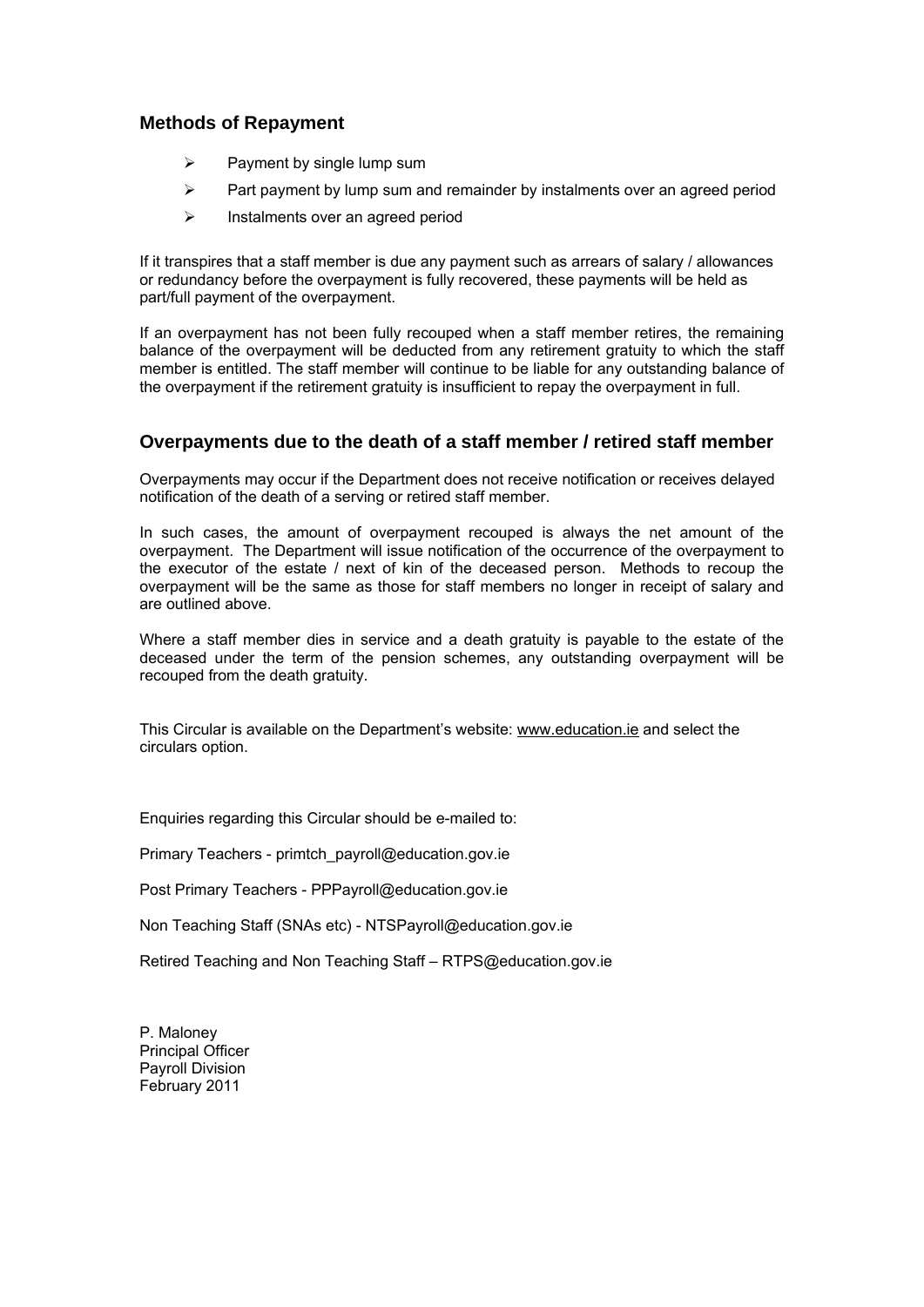## Methods of Repayment

- Payment by single lump sum
- Part payment by lump sum and remainder by instalments over an agreed period
- Instalments over an agreed period

If it transpires that a staff member is due any payment such as arrears of salary / allowances or redundancy before the overpayment is fully recovered, these payments will be held as part/full payment of the overpayment.

If an overpayment has not been fully recouped when a staff member retires, the remaining balance of the overpayment will be deducted from any retirement gratuity to which the staff member is entitled. The staff member will continue to be liable for any outstanding balance of the overpayment if the retirement gratuity is insufficient to repay the overpayment in full.

## Overpayments due to the death of a staff member / retired staff member

Overpayments may occur if the Department does not receive notification or receives delayed notification of the death of a serving or retired staff member.

In such cases, the amount of overpayment recouped is always the net amount of the overpayment. The Department will issue notification of the occurrence of the overpayment to the executor of the estate / next of kin of the deceased person. Methods to recoup the overpayment will be the same as those for staff members no longer in receipt of salary and are outlined above.

Where a staff member dies in service and a death gratuity is payable to the estate of the deceased under the term of the pension schemes, any outstanding overpayment will be recouped from the death gratuity.

This Circular is available on the Department's website: www.education.ie and select the circulars option.

Enquiries regarding this Circular should be e-mailed to:

Primary Teachers - primtch_payroll@education.gov.ie

Post Primary Teachers - PPPayroll@education.gov.ie

Non Teaching Staff (SNAs etc) - NTSPayroll@education.gov.ie

Retired Teaching and Non Teaching Staff – RTPS@education.gov.ie

P. Maloney
Principal Officer
Payroll Division
February 2011